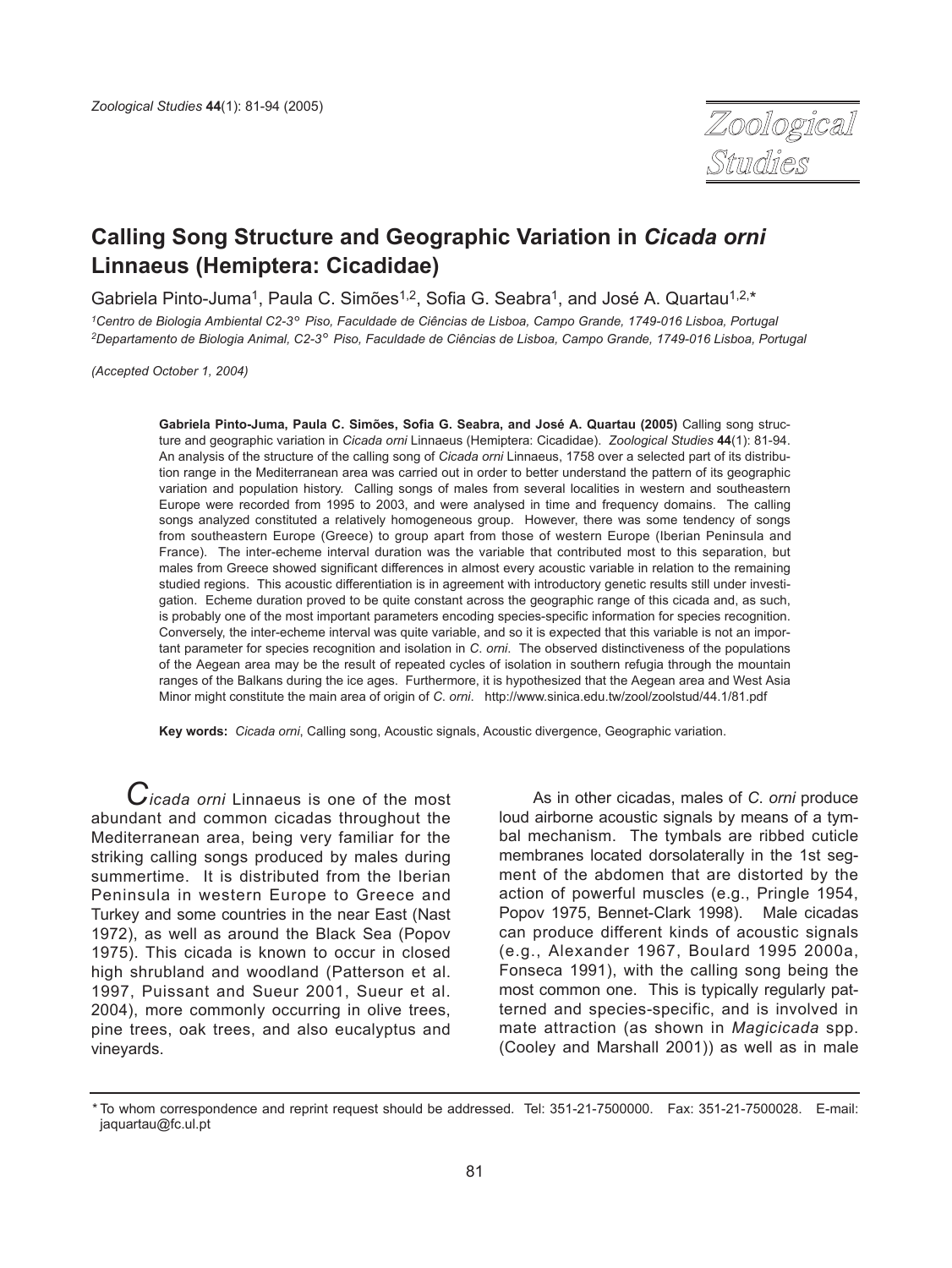# Calling Song Structure and Geographic Variation in *Cicada orni* Linnaeus (Hemiptera: Cicadidae)

Gabriela Pinto-Juma[1], Paula C. Simões[1,2], Sofia G. Seabra[1], and José A. Quartau[1,2,*]

[1]*Centro de Biologia Ambiental C2-3° Piso, Faculdade de Ciências de Lisboa, Campo Grande, 1749-016 Lisboa, Portugal*
[2]*Departamento de Biologia Animal, C2-3° Piso, Faculdade de Ciências de Lisboa, Campo Grande, 1749-016 Lisboa, Portugal*

*(Accepted October 1, 2004)*

**Gabriela Pinto-Juma, Paula C. Simões, Sofia G. Seabra, and José A. Quartau (2005)** Calling song structure and geographic variation in *Cicada orni* Linnaeus (Hemiptera: Cicadidae). *Zoological Studies* **44**(1): 81-94. An analysis of the structure of the calling song of *Cicada orni* Linnaeus, 1758 over a selected part of its distribution range in the Mediterranean area was carried out in order to better understand the pattern of its geographic variation and population history. Calling songs of males from several localities in western and southeastern Europe were recorded from 1995 to 2003, and were analysed in time and frequency domains. The calling songs analyzed constituted a relatively homogeneous group. However, there was some tendency of songs from southeastern Europe (Greece) to group apart from those of western Europe (Iberian Peninsula and France). The inter-echeme interval duration was the variable that contributed most to this separation, but males from Greece showed significant differences in almost every acoustic variable in relation to the remaining studied regions. This acoustic differentiation is in agreement with introductory genetic results still under investigation. Echeme duration proved to be quite constant across the geographic range of this cicada and, as such, is probably one of the most important parameters encoding species-specific information for species recognition. Conversely, the inter-echeme interval was quite variable, and so it is expected that this variable is not an important parameter for species recognition and isolation in *C. orni*. The observed distinctiveness of the populations of the Aegean area may be the result of repeated cycles of isolation in southern refugia through the mountain ranges of the Balkans during the ice ages. Furthermore, it is hypothesized that the Aegean area and West Asia Minor might constitute the main area of origin of *C. orni*. http://www.sinica.edu.tw/zool/zoolstud/44.1/81.pdf

**Key words:** *Cicada orni*, Calling song, Acoustic signals, Acoustic divergence, Geographic variation.

*Cicada orni* Linnaeus is one of the most abundant and common cicadas throughout the Mediterranean area, being very familiar for the striking calling songs produced by males during summertime. It is distributed from the Iberian Peninsula in western Europe to Greece and Turkey and some countries in the near East (Nast 1972), as well as around the Black Sea (Popov 1975). This cicada is known to occur in closed high shrubland and woodland (Patterson et al. 1997, Puissant and Sueur 2001, Sueur et al. 2004), more commonly occurring in olive trees, pine trees, oak trees, and also eucalyptus and vineyards.

As in other cicadas, males of *C. orni* produce loud airborne acoustic signals by means of a tymbal mechanism. The tymbals are ribbed cuticle membranes located dorsolaterally in the 1st segment of the abdomen that are distorted by the action of powerful muscles (e.g., Pringle 1954, Popov 1975, Bennet-Clark 1998). Male cicadas can produce different kinds of acoustic signals (e.g., Alexander 1967, Boulard 1995 2000a, Fonseca 1991), with the calling song being the most common one. This is typically regularly patterned and species-specific, and is involved in mate attraction (as shown in *Magicicada* spp. (Cooley and Marshall 2001)) as well as in male

\* To whom correspondence and reprint request should be addressed. Tel: 351-21-7500000. Fax: 351-21-7500028. E-mail: jaquartau@fc.ul.pt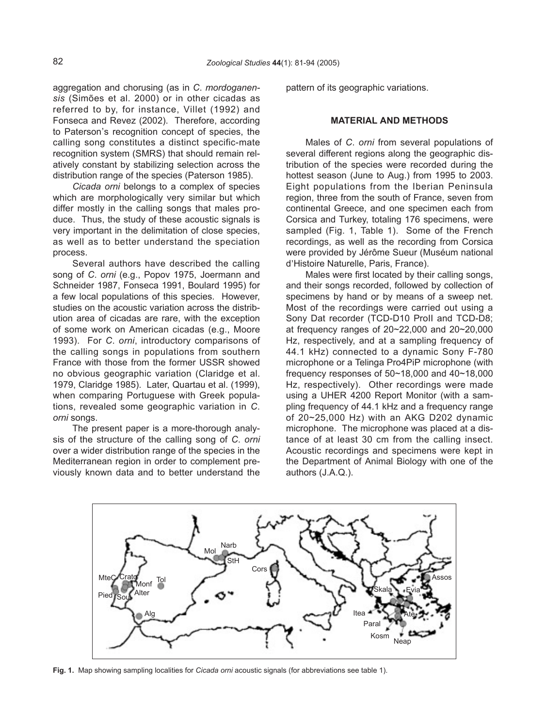aggregation and chorusing (as in *C. mordoganensis* (Simões et al. 2000) or in other cicadas as referred to by, for instance, Villet (1992) and Fonseca and Revez (2002). Therefore, according to Paterson's recognition concept of species, the calling song constitutes a distinct specific-mate recognition system (SMRS) that should remain relatively constant by stabilizing selection across the distribution range of the species (Paterson 1985).

*Cicada orni* belongs to a complex of species which are morphologically very similar but which differ mostly in the calling songs that males produce. Thus, the study of these acoustic signals is very important in the delimitation of close species, as well as to better understand the speciation process.

Several authors have described the calling song of *C. orni* (e.g., Popov 1975, Joermann and Schneider 1987, Fonseca 1991, Boulard 1995) for a few local populations of this species. However, studies on the acoustic variation across the distribution area of cicadas are rare, with the exception of some work on American cicadas (e.g., Moore 1993). For *C. orni*, introductory comparisons of the calling songs in populations from southern France with those from the former USSR showed no obvious geographic variation (Claridge et al. 1979, Claridge 1985). Later, Quartau et al. (1999), when comparing Portuguese with Greek populations, revealed some geographic variation in *C. orni* songs.

The present paper is a more-thorough analysis of the structure of the calling song of *C. orni* over a wider distribution range of the species in the Mediterranean region in order to complement previously known data and to better understand the pattern of its geographic variations.

## MATERIAL AND METHODS

Males of *C. orni* from several populations of several different regions along the geographic distribution of the species were recorded during the hottest season (June to Aug.) from 1995 to 2003. Eight populations from the Iberian Peninsula region, three from the south of France, seven from continental Greece, and one specimen each from Corsica and Turkey, totaling 176 specimens, were sampled (Fig. 1, Table 1). Some of the French recordings, as well as the recording from Corsica were provided by Jérôme Sueur (Muséum national d'Histoire Naturelle, Paris, France).

Males were first located by their calling songs, and their songs recorded, followed by collection of specimens by hand or by means of a sweep net. Most of the recordings were carried out using a Sony Dat recorder (TCD-D10 ProII and TCD-D8; at frequency ranges of 20~22,000 and 20~20,000 Hz, respectively, and at a sampling frequency of 44.1 kHz) connected to a dynamic Sony F-780 microphone or a Telinga Pro4PiP microphone (with frequency responses of 50~18,000 and 40~18,000 Hz, respectively). Other recordings were made using a UHER 4200 Report Monitor (with a sampling frequency of 44.1 kHz and a frequency range of 20~25,000 Hz) with an AKG D202 dynamic microphone. The microphone was placed at a distance of at least 30 cm from the calling insect. Acoustic recordings and specimens were kept in the Department of Animal Biology with one of the authors (J.A.Q.).

**Fig. 1.** Map showing sampling localities for *Cicada orni* acoustic signals (for abbreviations see table 1).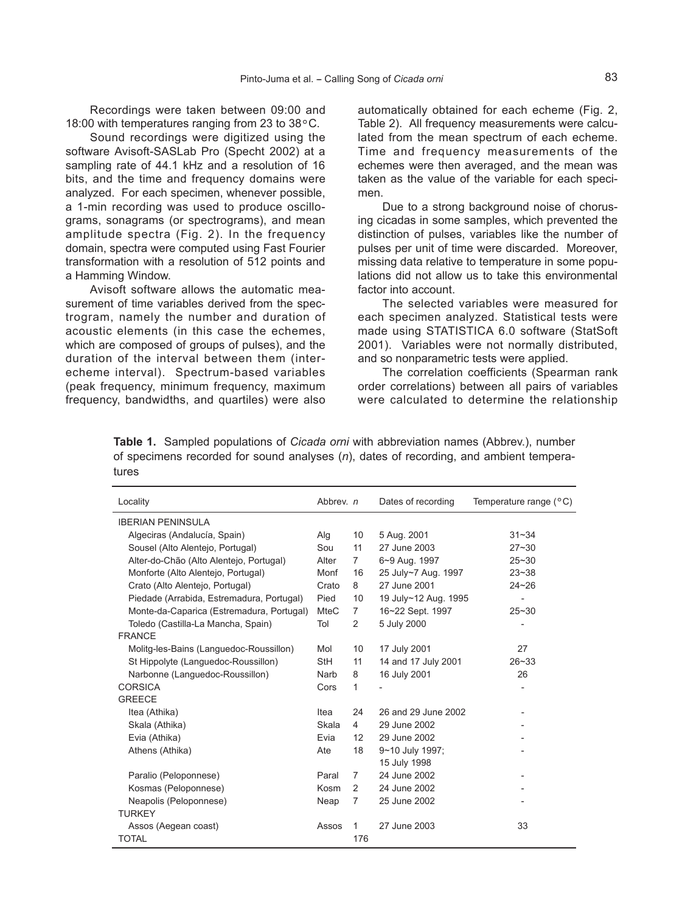Recordings were taken between 09:00 and 18:00 with temperatures ranging from 23 to 38°C.

Sound recordings were digitized using the software Avisoft-SASLab Pro (Specht 2002) at a sampling rate of 44.1 kHz and a resolution of 16 bits, and the time and frequency domains were analyzed. For each specimen, whenever possible, a 1-min recording was used to produce oscillograms, sonagrams (or spectrograms), and mean amplitude spectra (Fig. 2). In the frequency domain, spectra were computed using Fast Fourier transformation with a resolution of 512 points and a Hamming Window.

Avisoft software allows the automatic measurement of time variables derived from the spectrogram, namely the number and duration of acoustic elements (in this case the echemes, which are composed of groups of pulses), and the duration of the interval between them (inter-echeme interval). Spectrum-based variables (peak frequency, minimum frequency, maximum frequency, bandwidths, and quartiles) were also automatically obtained for each echeme (Fig. 2, Table 2). All frequency measurements were calculated from the mean spectrum of each echeme. Time and frequency measurements of the echemes were then averaged, and the mean was taken as the value of the variable for each specimen.

Due to a strong background noise of chorusing cicadas in some samples, which prevented the distinction of pulses, variables like the number of pulses per unit of time were discarded. Moreover, missing data relative to temperature in some populations did not allow us to take this environmental factor into account.

The selected variables were measured for each specimen analyzed. Statistical tests were made using STATISTICA 6.0 software (StatSoft 2001). Variables were not normally distributed, and so nonparametric tests were applied.

The correlation coefficients (Spearman rank order correlations) between all pairs of variables were calculated to determine the relationship

**Table 1.** Sampled populations of *Cicada orni* with abbreviation names (Abbrev.), number of specimens recorded for sound analyses (*n*), dates of recording, and ambient temperatures

| Locality | Abbrev. | *n* | Dates of recording | Temperature range (°C) |
|---|---|---|---|---|
| IBERIAN PENINSULA | | | | |
| Algeciras (Andalucía, Spain) | Alg | 10 | 5 Aug. 2001 | 31~34 |
| Sousel (Alto Alentejo, Portugal) | Sou | 11 | 27 June 2003 | 27~30 |
| Alter-do-Chão (Alto Alentejo, Portugal) | Alter | 7 | 6~9 Aug. 1997 | 25~30 |
| Monforte (Alto Alentejo, Portugal) | Monf | 16 | 25 July~7 Aug. 1997 | 23~38 |
| Crato (Alto Alentejo, Portugal) | Crato | 8 | 27 June 2001 | 24~26 |
| Piedade (Arrabida, Estremadura, Portugal) | Pied | 10 | 19 July~12 Aug. 1995 | - |
| Monte-da-Caparica (Estremadura, Portugal) | MteC | 7 | 16~22 Sept. 1997 | 25~30 |
| Toledo (Castilla-La Mancha, Spain) | Tol | 2 | 5 July 2000 | - |
| FRANCE | | | | |
| Molitg-les-Bains (Languedoc-Roussillon) | Mol | 10 | 17 July 2001 | 27 |
| St Hippolyte (Languedoc-Roussillon) | StH | 11 | 14 and 17 July 2001 | 26~33 |
| Narbonne (Languedoc-Roussillon) | Narb | 8 | 16 July 2001 | 26 |
| CORSICA | Cors | 1 | - | - |
| GREECE | | | | |
| Itea (Athika) | Itea | 24 | 26 and 29 June 2002 | - |
| Skala (Athika) | Skala | 4 | 29 June 2002 | - |
| Evia (Athika) | Evia | 12 | 29 June 2002 | - |
| Athens (Athika) | Ate | 18 | 9~10 July 1997; 15 July 1998 | - |
| Paralio (Peloponnese) | Paral | 7 | 24 June 2002 | - |
| Kosmas (Peloponnese) | Kosm | 2 | 24 June 2002 | - |
| Neapolis (Peloponnese) | Neap | 7 | 25 June 2002 | - |
| TURKEY | | | | |
| Assos (Aegean coast) | Assos | 1 | 27 June 2003 | 33 |
| TOTAL | | 176 | | |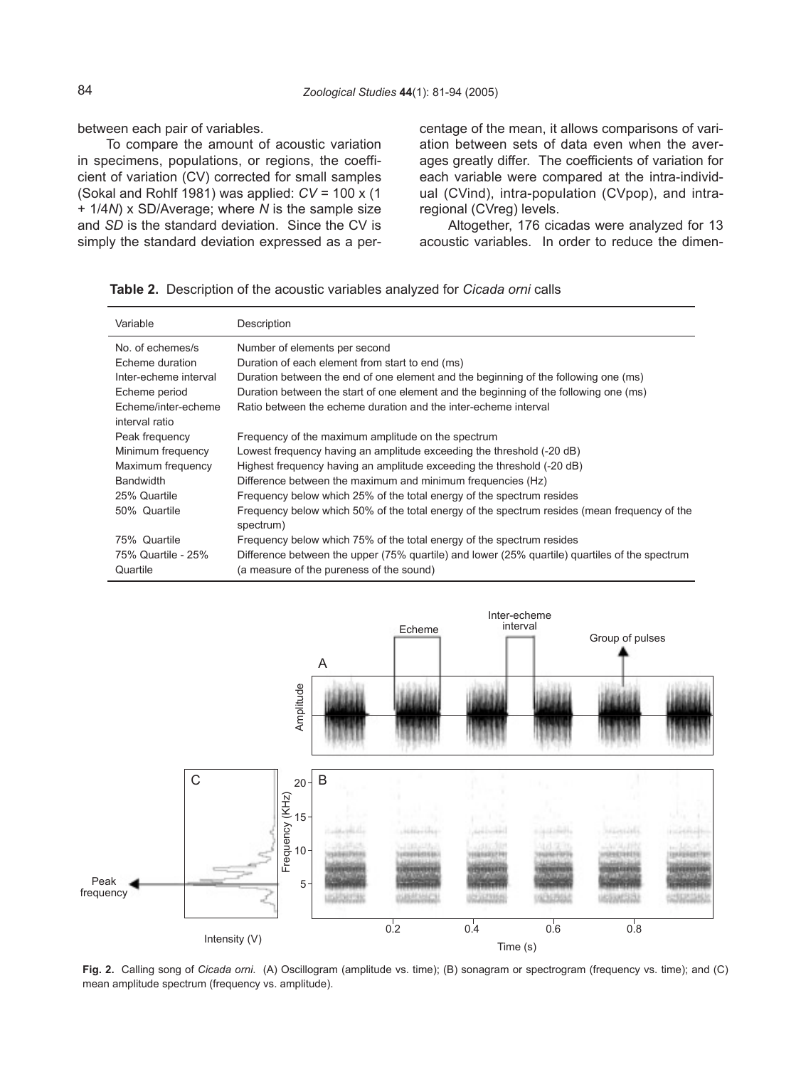between each pair of variables.

To compare the amount of acoustic variation in specimens, populations, or regions, the coefficient of variation (CV) corrected for small samples (Sokal and Rohlf 1981) was applied: $CV = 100 \times (1 + 1/4N) \times SD/Average$; where $N$ is the sample size and $SD$ is the standard deviation. Since the CV is simply the standard deviation expressed as a percentage of the mean, it allows comparisons of variation between sets of data even when the averages greatly differ. The coefficients of variation for each variable were compared at the intra-individual (CVind), intra-population (CVpop), and intra-regional (CVreg) levels.

Altogether, 176 cicadas were analyzed for 13 acoustic variables. In order to reduce the dimen-

**Table 2.** Description of the acoustic variables analyzed for *Cicada orni* calls

| Variable | Description |
|---|---|
| No. of echemes/s | Number of elements per second |
| Echeme duration | Duration of each element from start to end (ms) |
| Inter-echeme interval | Duration between the end of one element and the beginning of the following one (ms) |
| Echeme period | Duration between the start of one element and the beginning of the following one (ms) |
| Echeme/inter-echeme interval ratio | Ratio between the echeme duration and the inter-echeme interval |
| Peak frequency | Frequency of the maximum amplitude on the spectrum |
| Minimum frequency | Lowest frequency having an amplitude exceeding the threshold (-20 dB) |
| Maximum frequency | Highest frequency having an amplitude exceeding the threshold (-20 dB) |
| Bandwidth | Difference between the maximum and minimum frequencies (Hz) |
| 25% Quartile | Frequency below which 25% of the total energy of the spectrum resides |
| 50% Quartile | Frequency below which 50% of the total energy of the spectrum resides (mean frequency of the spectrum) |
| 75% Quartile | Frequency below which 75% of the total energy of the spectrum resides |
| 75% Quartile - 25% Quartile | Difference between the upper (75% quartile) and lower (25% quartile) quartiles of the spectrum (a measure of the pureness of the sound) |

**Fig. 2.** Calling song of *Cicada orni*. (A) Oscillogram (amplitude vs. time); (B) sonagram or spectrogram (frequency vs. time); and (C) mean amplitude spectrum (frequency vs. amplitude).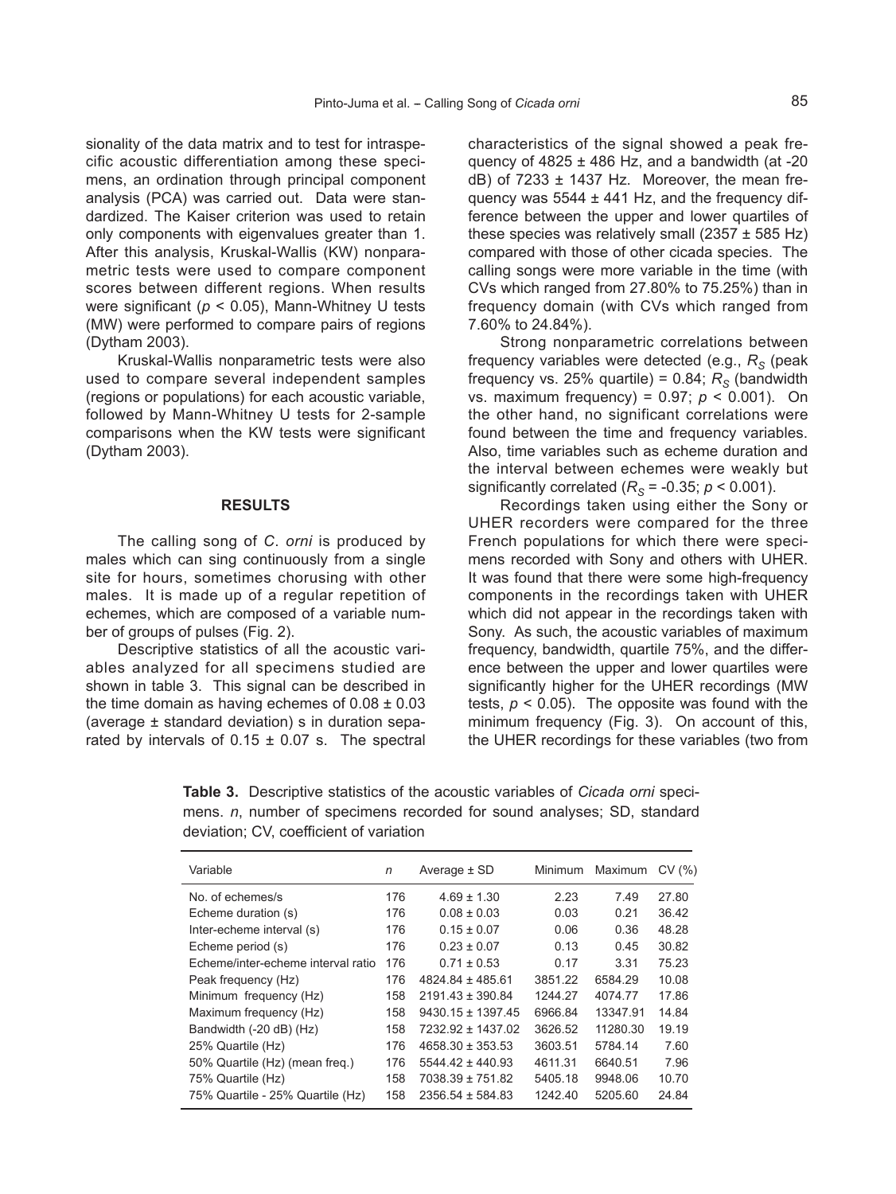sionality of the data matrix and to test for intraspecific acoustic differentiation among these specimens, an ordination through principal component analysis (PCA) was carried out. Data were standardized. The Kaiser criterion was used to retain only components with eigenvalues greater than 1. After this analysis, Kruskal-Wallis (KW) nonparametric tests were used to compare component scores between different regions. When results were significant ($p < 0.05$), Mann-Whitney U tests (MW) were performed to compare pairs of regions (Dytham 2003).

Kruskal-Wallis nonparametric tests were also used to compare several independent samples (regions or populations) for each acoustic variable, followed by Mann-Whitney U tests for 2-sample comparisons when the KW tests were significant (Dytham 2003).

## RESULTS

The calling song of *C. orni* is produced by males which can sing continuously from a single site for hours, sometimes chorusing with other males. It is made up of a regular repetition of echemes, which are composed of a variable number of groups of pulses (Fig. 2).

Descriptive statistics of all the acoustic variables analyzed for all specimens studied are shown in table 3. This signal can be described in the time domain as having echemes of 0.08 ± 0.03 (average ± standard deviation) s in duration separated by intervals of 0.15 ± 0.07 s. The spectral characteristics of the signal showed a peak frequency of 4825 ± 486 Hz, and a bandwidth (at -20 dB) of 7233 ± 1437 Hz. Moreover, the mean frequency was 5544 ± 441 Hz, and the frequency difference between the upper and lower quartiles of these species was relatively small (2357 ± 585 Hz) compared with those of other cicada species. The calling songs were more variable in the time (with CVs which ranged from 27.80% to 75.25%) than in frequency domain (with CVs which ranged from 7.60% to 24.84%).

Strong nonparametric correlations between frequency variables were detected (e.g., $R_S$ (peak frequency vs. 25% quartile) = 0.84; $R_S$ (bandwidth vs. maximum frequency) = 0.97; $p < 0.001$). On the other hand, no significant correlations were found between the time and frequency variables. Also, time variables such as echeme duration and the interval between echemes were weakly but significantly correlated ($R_S$ = -0.35; $p < 0.001$).

Recordings taken using either the Sony or UHER recorders were compared for the three French populations for which there were specimens recorded with Sony and others with UHER. It was found that there were some high-frequency components in the recordings taken with UHER which did not appear in the recordings taken with Sony. As such, the acoustic variables of maximum frequency, bandwidth, quartile 75%, and the difference between the upper and lower quartiles were significantly higher for the UHER recordings (MW tests, $p < 0.05$). The opposite was found with the minimum frequency (Fig. 3). On account of this, the UHER recordings for these variables (two from

**Table 3.** Descriptive statistics of the acoustic variables of *Cicada orni* specimens. *n*, number of specimens recorded for sound analyses; SD, standard deviation; CV, coefficient of variation

| Variable | *n* | Average ± SD | Minimum | Maximum | CV (%) |
|---|---|---|---|---|---|
| No. of echemes/s | 176 | 4.69 ± 1.30 | 2.23 | 7.49 | 27.80 |
| Echeme duration (s) | 176 | 0.08 ± 0.03 | 0.03 | 0.21 | 36.42 |
| Inter-echeme interval (s) | 176 | 0.15 ± 0.07 | 0.06 | 0.36 | 48.28 |
| Echeme period (s) | 176 | 0.23 ± 0.07 | 0.13 | 0.45 | 30.82 |
| Echeme/inter-echeme interval ratio | 176 | 0.71 ± 0.53 | 0.17 | 3.31 | 75.23 |
| Peak frequency (Hz) | 176 | 4824.84 ± 485.61 | 3851.22 | 6584.29 | 10.08 |
| Minimum frequency (Hz) | 158 | 2191.43 ± 390.84 | 1244.27 | 4074.77 | 17.86 |
| Maximum frequency (Hz) | 158 | 9430.15 ± 1397.45 | 6966.84 | 13347.91 | 14.84 |
| Bandwidth (-20 dB) (Hz) | 158 | 7232.92 ± 1437.02 | 3626.52 | 11280.30 | 19.19 |
| 25% Quartile (Hz) | 176 | 4658.30 ± 353.53 | 3603.51 | 5784.14 | 7.60 |
| 50% Quartile (Hz) (mean freq.) | 176 | 5544.42 ± 440.93 | 4611.31 | 6640.51 | 7.96 |
| 75% Quartile (Hz) | 158 | 7038.39 ± 751.82 | 5405.18 | 9948.06 | 10.70 |
| 75% Quartile - 25% Quartile (Hz) | 158 | 2356.54 ± 584.83 | 1242.40 | 5205.60 | 24.84 |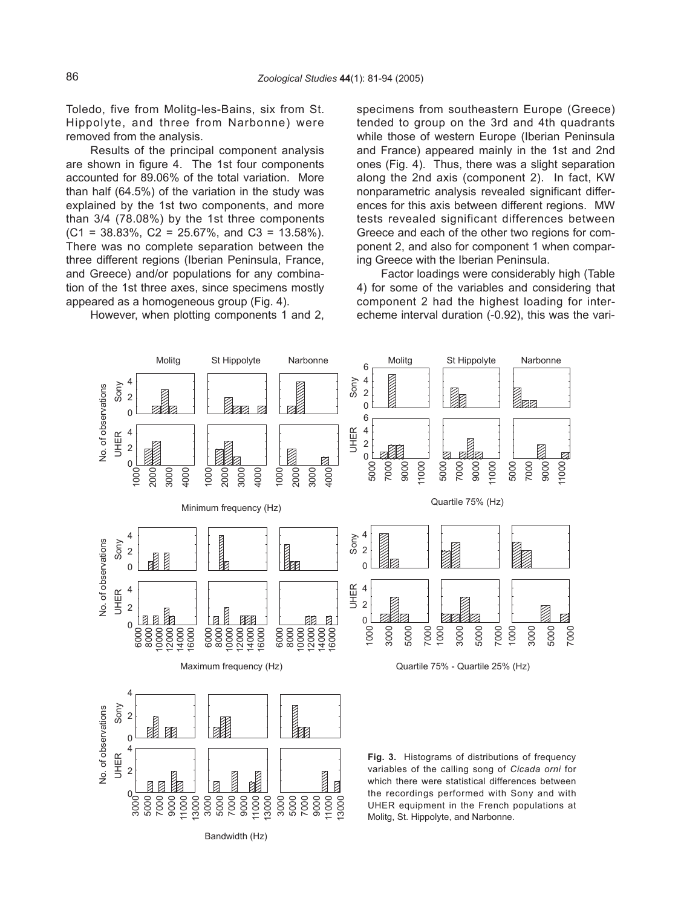Toledo, five from Molitg-les-Bains, six from St. Hippolyte, and three from Narbonne) were removed from the analysis.

Results of the principal component analysis are shown in figure 4. The 1st four components accounted for 89.06% of the total variation. More than half (64.5%) of the variation in the study was explained by the 1st two components, and more than 3/4 (78.08%) by the 1st three components (C1 = 38.83%, C2 = 25.67%, and C3 = 13.58%). There was no complete separation between the three different regions (Iberian Peninsula, France, and Greece) and/or populations for any combination of the 1st three axes, since specimens mostly appeared as a homogeneous group (Fig. 4).

However, when plotting components 1 and 2, specimens from southeastern Europe (Greece) tended to group on the 3rd and 4th quadrants while those of western Europe (Iberian Peninsula and France) appeared mainly in the 1st and 2nd ones (Fig. 4). Thus, there was a slight separation along the 2nd axis (component 2). In fact, KW nonparametric analysis revealed significant differences for this axis between different regions. MW tests revealed significant differences between Greece and each of the other two regions for component 2, and also for component 1 when comparing Greece with the Iberian Peninsula.

Factor loadings were considerably high (Table 4) for some of the variables and considering that component 2 had the highest loading for interecheme interval duration (-0.92), this was the vari-

**Fig. 3.** Histograms of distributions of frequency variables of the calling song of *Cicada orni* for which there were statistical differences between the recordings performed with Sony and with UHER equipment in the French populations at Molitg, St. Hippolyte, and Narbonne.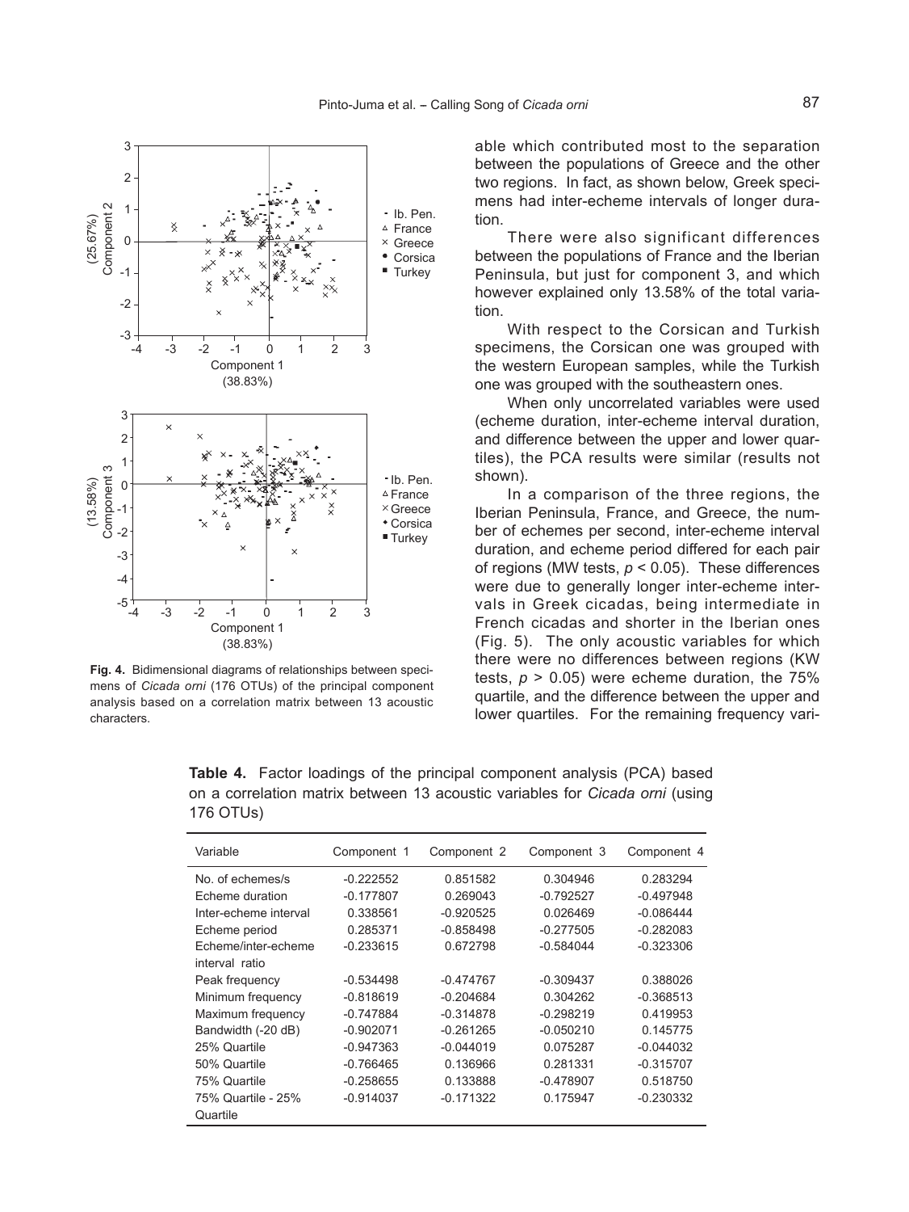able which contributed most to the separation between the populations of Greece and the other two regions. In fact, as shown below, Greek specimens had inter-echeme intervals of longer duration.

There were also significant differences between the populations of France and the Iberian Peninsula, but just for component 3, and which however explained only 13.58% of the total variation.

With respect to the Corsican and Turkish specimens, the Corsican one was grouped with the western European samples, while the Turkish one was grouped with the southeastern ones.

When only uncorrelated variables were used (echeme duration, inter-echeme interval duration, and difference between the upper and lower quartiles), the PCA results were similar (results not shown).

In a comparison of the three regions, the Iberian Peninsula, France, and Greece, the number of echemes per second, inter-echeme interval duration, and echeme period differed for each pair of regions (MW tests, $p < 0.05$). These differences were due to generally longer inter-echeme intervals in Greek cicadas, being intermediate in French cicadas and shorter in the Iberian ones (Fig. 5). The only acoustic variables for which there were no differences between regions (KW tests, $p > 0.05$) were echeme duration, the 75% quartile, and the difference between the upper and lower quartiles. For the remaining frequency vari-

**Fig. 4.** Bidimensional diagrams of relationships between specimens of *Cicada orni* (176 OTUs) of the principal component analysis based on a correlation matrix between 13 acoustic characters.

**Table 4.** Factor loadings of the principal component analysis (PCA) based on a correlation matrix between 13 acoustic variables for *Cicada orni* (using 176 OTUs)

| Variable | Component 1 | Component 2 | Component 3 | Component 4 |
|---|---|---|---|---|
| No. of echemes/s | -0.222552 | 0.851582 | 0.304946 | 0.283294 |
| Echeme duration | -0.177807 | 0.269043 | -0.792527 | -0.497948 |
| Inter-echeme interval | 0.338561 | -0.920525 | 0.026469 | -0.086444 |
| Echeme period | 0.285371 | -0.858498 | -0.277505 | -0.282083 |
| Echeme/inter-echeme interval ratio | -0.233615 | 0.672798 | -0.584044 | -0.323306 |
| Peak frequency | -0.534498 | -0.474767 | -0.309437 | 0.388026 |
| Minimum frequency | -0.818619 | -0.204684 | 0.304262 | -0.368513 |
| Maximum frequency | -0.747884 | -0.314878 | -0.298219 | 0.419953 |
| Bandwidth (-20 dB) | -0.902071 | -0.261265 | -0.050210 | 0.145775 |
| 25% Quartile | -0.947363 | -0.044019 | 0.075287 | -0.044032 |
| 50% Quartile | -0.766465 | 0.136966 | 0.281331 | -0.315707 |
| 75% Quartile | -0.258655 | 0.133888 | -0.478907 | 0.518750 |
| 75% Quartile - 25% Quartile | -0.914037 | -0.171322 | 0.175947 | -0.230332 |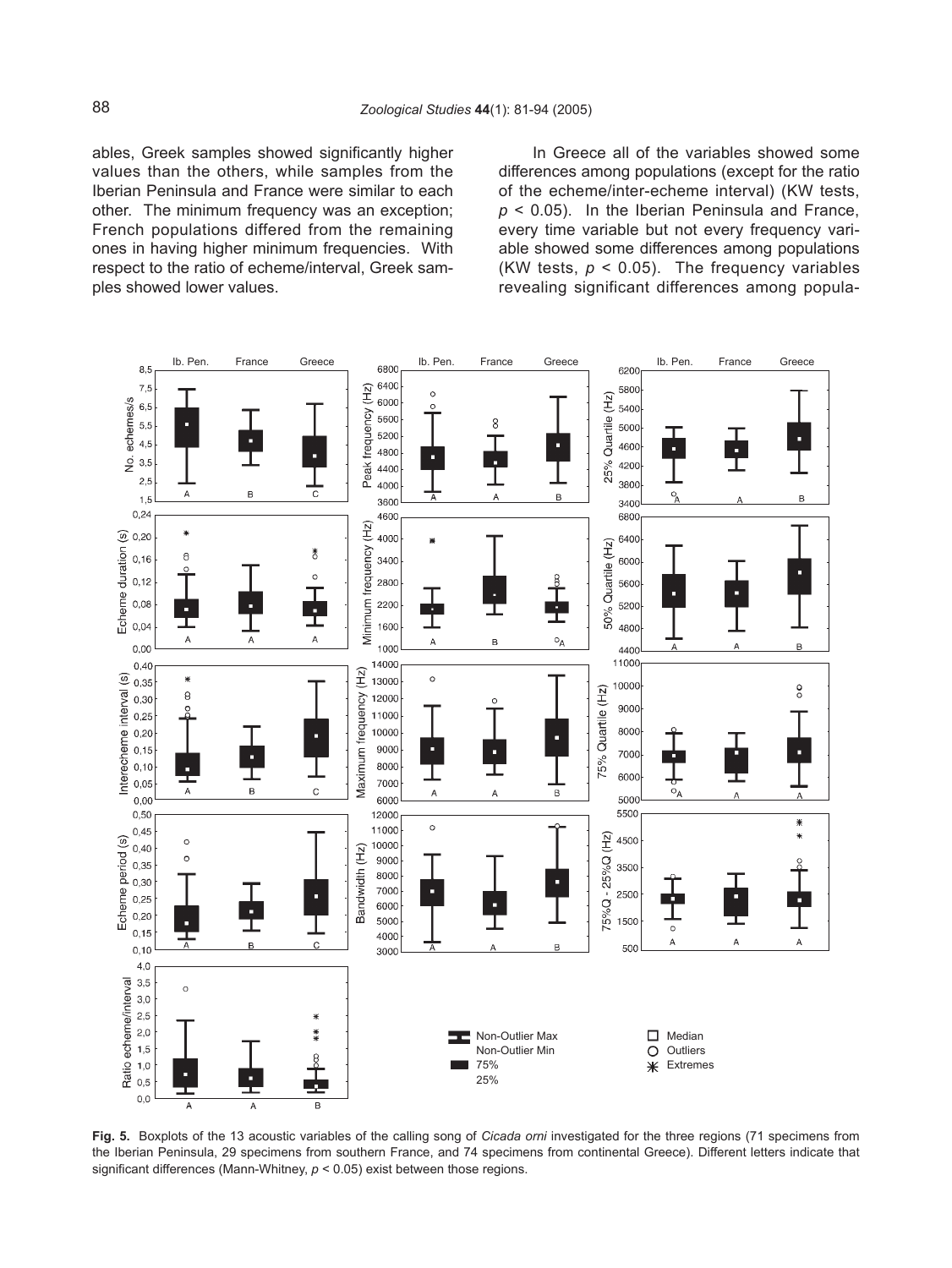ables, Greek samples showed significantly higher values than the others, while samples from the Iberian Peninsula and France were similar to each other. The minimum frequency was an exception; French populations differed from the remaining ones in having higher minimum frequencies. With respect to the ratio of echeme/interval, Greek samples showed lower values.

In Greece all of the variables showed some differences among populations (except for the ratio of the echeme/inter-echeme interval) (KW tests, $p < 0.05$). In the Iberian Peninsula and France, every time variable but not every frequency variable showed some differences among populations (KW tests, $p < 0.05$). The frequency variables revealing significant differences among popula-

**Fig. 5.** Boxplots of the 13 acoustic variables of the calling song of *Cicada orni* investigated for the three regions (71 specimens from the Iberian Peninsula, 29 specimens from southern France, and 74 specimens from continental Greece). Different letters indicate that significant differences (Mann-Whitney, $p < 0.05$) exist between those regions.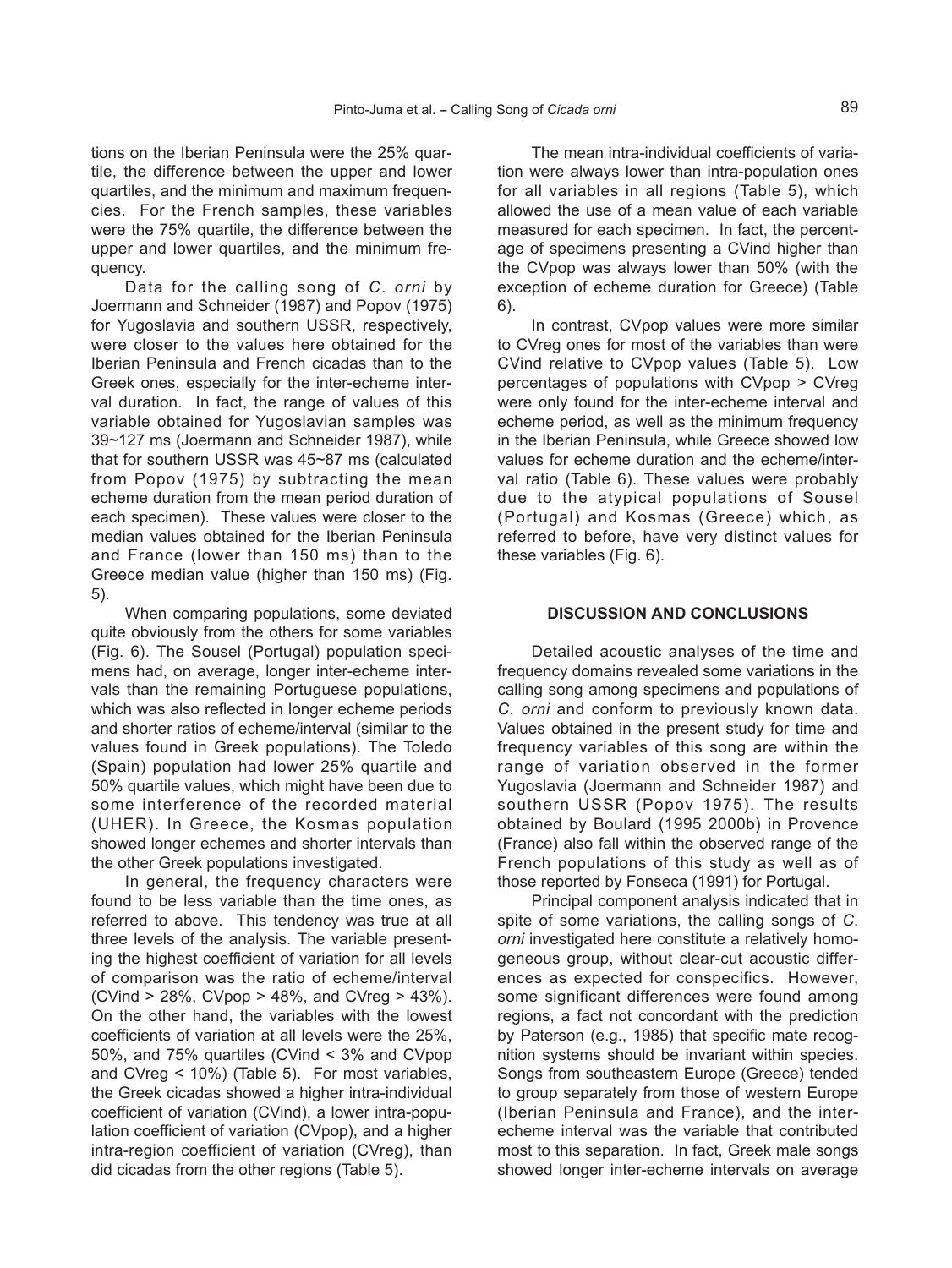tions on the Iberian Peninsula were the 25% quartile, the difference between the upper and lower quartiles, and the minimum and maximum frequencies. For the French samples, these variables were the 75% quartile, the difference between the upper and lower quartiles, and the minimum frequency.

Data for the calling song of *C. orni* by Joermann and Schneider (1987) and Popov (1975) for Yugoslavia and southern USSR, respectively, were closer to the values here obtained for the Iberian Peninsula and French cicadas than to the Greek ones, especially for the inter-echeme interval duration. In fact, the range of values of this variable obtained for Yugoslavian samples was 39~127 ms (Joermann and Schneider 1987), while that for southern USSR was 45~87 ms (calculated from Popov (1975) by subtracting the mean echeme duration from the mean period duration of each specimen). These values were closer to the median values obtained for the Iberian Peninsula and France (lower than 150 ms) than to the Greece median value (higher than 150 ms) (Fig. 5).

When comparing populations, some deviated quite obviously from the others for some variables (Fig. 6). The Sousel (Portugal) population specimens had, on average, longer inter-echeme intervals than the remaining Portuguese populations, which was also reflected in longer echeme periods and shorter ratios of echeme/interval (similar to the values found in Greek populations). The Toledo (Spain) population had lower 25% quartile and 50% quartile values, which might have been due to some interference of the recorded material (UHER). In Greece, the Kosmas population showed longer echemes and shorter intervals than the other Greek populations investigated.

In general, the frequency characters were found to be less variable than the time ones, as referred to above. This tendency was true at all three levels of the analysis. The variable presenting the highest coefficient of variation for all levels of comparison was the ratio of echeme/interval (CVind > 28%, CVpop > 48%, and CVreg > 43%). On the other hand, the variables with the lowest coefficients of variation at all levels were the 25%, 50%, and 75% quartiles (CVind < 3% and CVpop and CVreg < 10%) (Table 5). For most variables, the Greek cicadas showed a higher intra-individual coefficient of variation (CVind), a lower intra-population coefficient of variation (CVpop), and a higher intra-region coefficient of variation (CVreg), than did cicadas from the other regions (Table 5).

The mean intra-individual coefficients of variation were always lower than intra-population ones for all variables in all regions (Table 5), which allowed the use of a mean value of each variable measured for each specimen. In fact, the percentage of specimens presenting a CVind higher than the CVpop was always lower than 50% (with the exception of echeme duration for Greece) (Table 6).

In contrast, CVpop values were more similar to CVreg ones for most of the variables than were CVind relative to CVpop values (Table 5). Low percentages of populations with CVpop > CVreg were only found for the inter-echeme interval and echeme period, as well as the minimum frequency in the Iberian Peninsula, while Greece showed low values for echeme duration and the echeme/interval ratio (Table 6). These values were probably due to the atypical populations of Sousel (Portugal) and Kosmas (Greece) which, as referred to before, have very distinct values for these variables (Fig. 6).

## DISCUSSION AND CONCLUSIONS

Detailed acoustic analyses of the time and frequency domains revealed some variations in the calling song among specimens and populations of *C. orni* and conform to previously known data. Values obtained in the present study for time and frequency variables of this song are within the range of variation observed in the former Yugoslavia (Joermann and Schneider 1987) and southern USSR (Popov 1975). The results obtained by Boulard (1995 2000b) in Provence (France) also fall within the observed range of the French populations of this study as well as of those reported by Fonseca (1991) for Portugal.

Principal component analysis indicated that in spite of some variations, the calling songs of *C. orni* investigated here constitute a relatively homogeneous group, without clear-cut acoustic differences as expected for conspecifics. However, some significant differences were found among regions, a fact not concordant with the prediction by Paterson (e.g., 1985) that specific mate recognition systems should be invariant within species. Songs from southeastern Europe (Greece) tended to group separately from those of western Europe (Iberian Peninsula and France), and the inter-echeme interval was the variable that contributed most to this separation. In fact, Greek male songs showed longer inter-echeme intervals on average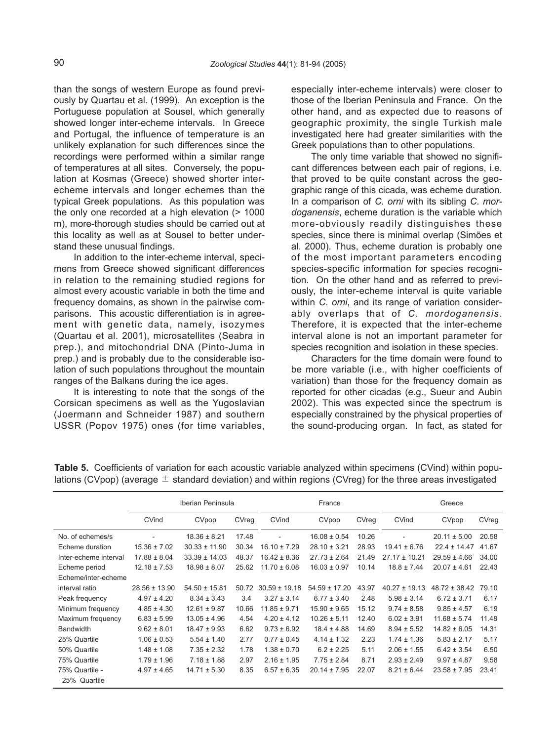than the songs of western Europe as found previously by Quartau et al. (1999). An exception is the Portuguese population at Sousel, which generally showed longer inter-echeme intervals. In Greece and Portugal, the influence of temperature is an unlikely explanation for such differences since the recordings were performed within a similar range of temperatures at all sites. Conversely, the population at Kosmas (Greece) showed shorter inter-echeme intervals and longer echemes than the typical Greek populations. As this population was the only one recorded at a high elevation (> 1000 m), more-thorough studies should be carried out at this locality as well as at Sousel to better understand these unusual findings.

In addition to the inter-echeme interval, specimens from Greece showed significant differences in relation to the remaining studied regions for almost every acoustic variable in both the time and frequency domains, as shown in the pairwise comparisons. This acoustic differentiation is in agreement with genetic data, namely, isozymes (Quartau et al. 2001), microsatellites (Seabra in prep.), and mitochondrial DNA (Pinto-Juma in prep.) and is probably due to the considerable isolation of such populations throughout the mountain ranges of the Balkans during the ice ages.

It is interesting to note that the songs of the Corsican specimens as well as the Yugoslavian (Joermann and Schneider 1987) and southern USSR (Popov 1975) ones (for time variables, especially inter-echeme intervals) were closer to those of the Iberian Peninsula and France. On the other hand, and as expected due to reasons of geographic proximity, the single Turkish male investigated here had greater similarities with the Greek populations than to other populations.

The only time variable that showed no significant differences between each pair of regions, i.e. that proved to be quite constant across the geographic range of this cicada, was echeme duration. In a comparison of *C. orni* with its sibling *C. mordoganensis*, echeme duration is the variable which more-obviously readily distinguishes these species, since there is minimal overlap (Simões et al. 2000). Thus, echeme duration is probably one of the most important parameters encoding species-specific information for species recognition. On the other hand and as referred to previously, the inter-echeme interval is quite variable within *C. orni*, and its range of variation considerably overlaps that of *C. mordoganensis*. Therefore, it is expected that the inter-echeme interval alone is not an important parameter for species recognition and isolation in these species.

Characters for the time domain were found to be more variable (i.e., with higher coefficients of variation) than those for the frequency domain as reported for other cicadas (e.g., Sueur and Aubin 2002). This was expected since the spectrum is especially constrained by the physical properties of the sound-producing organ. In fact, as stated for

**Table 5.** Coefficients of variation for each acoustic variable analyzed within specimens (CVind) within populations (CVpop) (average ± standard deviation) and within regions (CVreg) for the three areas investigated

| | Iberian Peninsula | | | France | | | Greece | | |
|---|---|---|---|---|---|---|---|---|---|
| | CVind | CVpop | CVreg | CVind | CVpop | CVreg | CVind | CVpop | CVreg |
| No. of echemes/s | - | 18.36 ± 8.21 | 17.48 | - | 16.08 ± 0.54 | 10.26 | - | 20.11 ± 5.00 | 20.58 |
| Echeme duration | 15.36 ± 7.02 | 30.33 ± 11.90 | 30.34 | 16.10 ± 7.29 | 28.10 ± 3.21 | 28.93 | 19.41 ± 6.76 | 22.4 ± 14.47 | 41.67 |
| Inter-echeme interval | 17.88 ± 8.04 | 33.39 ± 14.03 | 48.37 | 16.42 ± 8.36 | 27.73 ± 2.64 | 21.49 | 27.17 ± 10.21 | 29.59 ± 4.66 | 34.00 |
| Echeme period | 12.18 ± 7.53 | 18.98 ± 8.07 | 25.62 | 11.70 ± 6.08 | 16.03 ± 0.97 | 10.14 | 18.8 ± 7.44 | 20.07 ± 4.61 | 22.43 |
| Echeme/inter-echeme interval ratio | 28.56 ± 13.90 | 54.50 ± 15.81 | 50.72 | 30.59 ± 19.18 | 54.59 ± 17.20 | 43.97 | 40.27 ± 19.13 | 48.72 ± 38.42 | 79.10 |
| Peak frequency | 4.97 ± 4.20 | 8.34 ± 3.43 | 3.4 | 3.27 ± 3.14 | 6.77 ± 3.40 | 2.48 | 5.98 ± 3.14 | 6.72 ± 3.71 | 6.17 |
| Minimum frequency | 4.85 ± 4.30 | 12.61 ± 9.87 | 10.66 | 11.85 ± 9.71 | 15.90 ± 9.65 | 15.12 | 9.74 ± 8.58 | 9.85 ± 4.57 | 6.19 |
| Maximum frequency | 6.83 ± 5.99 | 13.05 ± 4.96 | 4.54 | 4.20 ± 4.12 | 10.26 ± 5.11 | 12.40 | 6.02 ± 3.91 | 11.68 ± 5.74 | 11.48 |
| Bandwidth | 9.62 ± 8.01 | 18.47 ± 9.93 | 6.62 | 9.73 ± 6.92 | 18.4 ± 4.88 | 14.69 | 8.94 ± 5.52 | 14.82 ± 6.05 | 14.31 |
| 25% Quartile | 1.06 ± 0.53 | 5.54 ± 1.40 | 2.77 | 0.77 ± 0.45 | 4.14 ± 1.32 | 2.23 | 1.74 ± 1.36 | 5.83 ± 2.17 | 5.17 |
| 50% Quartile | 1.48 ± 1.08 | 7.35 ± 2.32 | 1.78 | 1.38 ± 0.70 | 6.2 ± 2.25 | 5.11 | 2.06 ± 1.55 | 6.42 ± 3.54 | 6.50 |
| 75% Quartile | 1.79 ± 1.96 | 7.18 ± 1.88 | 2.97 | 2.16 ± 1.95 | 7.75 ± 2.84 | 8.71 | 2.93 ± 2.49 | 9.97 ± 4.87 | 9.58 |
| 75% Quartile - 25% Quartile | 4.97 ± 4.65 | 14.71 ± 5.30 | 8.35 | 6.57 ± 6.35 | 20.14 ± 7.95 | 22.07 | 8.21 ± 6.44 | 23.58 ± 7.95 | 23.41 |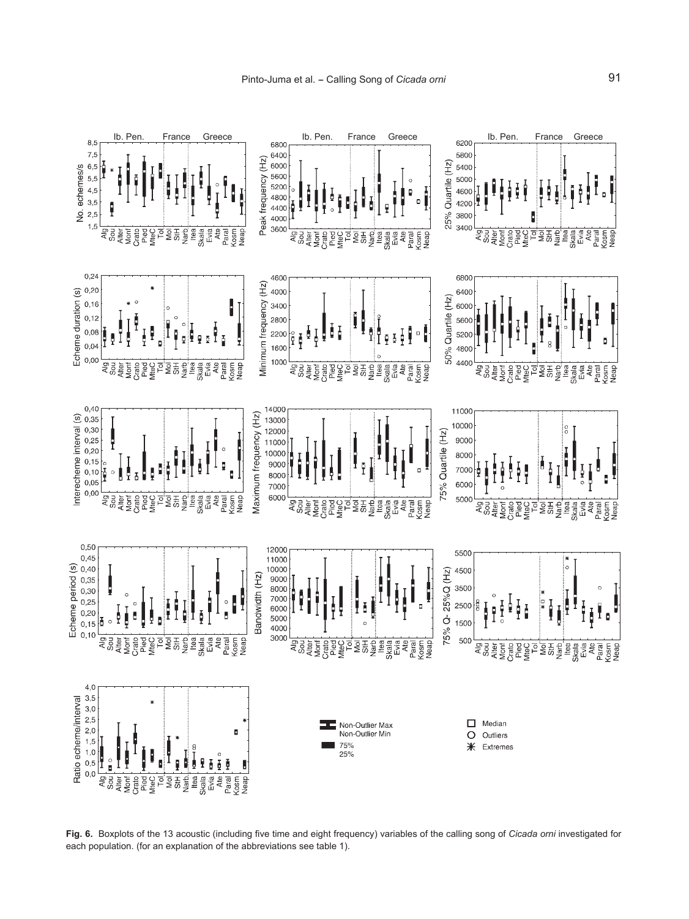**Fig. 6.** Boxplots of the 13 acoustic (including five time and eight frequency) variables of the calling song of *Cicada orni* investigated for each population. (for an explanation of the abbreviations see table 1).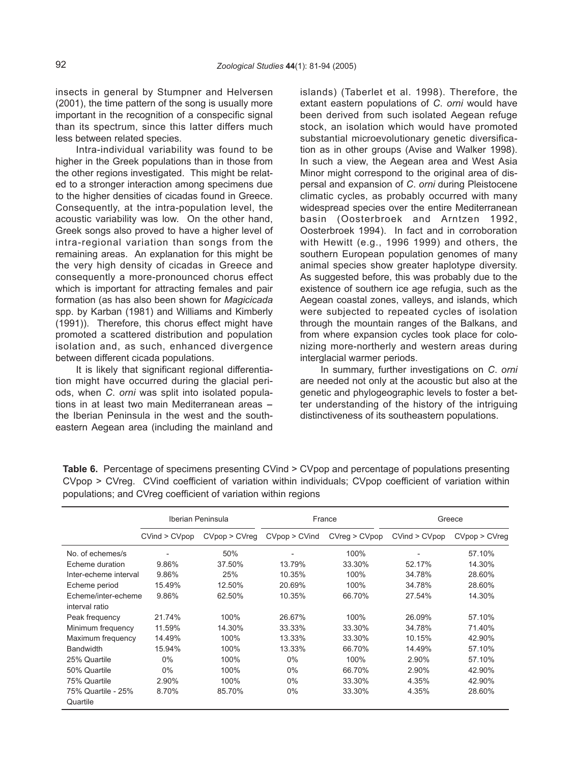insects in general by Stumpner and Helversen (2001), the time pattern of the song is usually more important in the recognition of a conspecific signal than its spectrum, since this latter differs much less between related species.

Intra-individual variability was found to be higher in the Greek populations than in those from the other regions investigated. This might be related to a stronger interaction among specimens due to the higher densities of cicadas found in Greece. Consequently, at the intra-population level, the acoustic variability was low. On the other hand, Greek songs also proved to have a higher level of intra-regional variation than songs from the remaining areas. An explanation for this might be the very high density of cicadas in Greece and consequently a more-pronounced chorus effect which is important for attracting females and pair formation (as has also been shown for *Magicicada* spp. by Karban (1981) and Williams and Kimberly (1991)). Therefore, this chorus effect might have promoted a scattered distribution and population isolation and, as such, enhanced divergence between different cicada populations.

It is likely that significant regional differentiation might have occurred during the glacial periods, when *C. orni* was split into isolated populations in at least two main Mediterranean areas – the Iberian Peninsula in the west and the southeastern Aegean area (including the mainland and islands) (Taberlet et al. 1998). Therefore, the extant eastern populations of *C. orni* would have been derived from such isolated Aegean refuge stock, an isolation which would have promoted substantial microevolutionary genetic diversification as in other groups (Avise and Walker 1998). In such a view, the Aegean area and West Asia Minor might correspond to the original area of dispersal and expansion of *C. orni* during Pleistocene climatic cycles, as probably occurred with many widespread species over the entire Mediterranean basin (Oosterbroek and Arntzen 1992, Oosterbroek 1994). In fact and in corroboration with Hewitt (e.g., 1996 1999) and others, the southern European population genomes of many animal species show greater haplotype diversity. As suggested before, this was probably due to the existence of southern ice age refugia, such as the Aegean coastal zones, valleys, and islands, which were subjected to repeated cycles of isolation through the mountain ranges of the Balkans, and from where expansion cycles took place for colonizing more-northerly and western areas during interglacial warmer periods.

In summary, further investigations on *C. orni* are needed not only at the acoustic but also at the genetic and phylogeographic levels to foster a better understanding of the history of the intriguing distinctiveness of its southeastern populations.

**Table 6.** Percentage of specimens presenting CVind > CVpop and percentage of populations presenting CVpop > CVreg. CVind coefficient of variation within individuals; CVpop coefficient of variation within populations; and CVreg coefficient of variation within regions

| | Iberian Peninsula | | France | | Greece | |
|---|---|---|---|---|---|---|
| | CVind > CVpop | CVpop > CVreg | CVpop > CVind | CVreg > CVpop | CVind > CVpop | CVpop > CVreg |
| No. of echemes/s | - | 50% | - | 100% | - | 57.10% |
| Echeme duration | 9.86% | 37.50% | 13.79% | 33.30% | 52.17% | 14.30% |
| Inter-echeme interval | 9.86% | 25% | 10.35% | 100% | 34.78% | 28.60% |
| Echeme period | 15.49% | 12.50% | 20.69% | 100% | 34.78% | 28.60% |
| Echeme/inter-echeme interval ratio | 9.86% | 62.50% | 10.35% | 66.70% | 27.54% | 14.30% |
| Peak frequency | 21.74% | 100% | 26.67% | 100% | 26.09% | 57.10% |
| Minimum frequency | 11.59% | 14.30% | 33.33% | 33.30% | 34.78% | 71.40% |
| Maximum frequency | 14.49% | 100% | 13.33% | 33.30% | 10.15% | 42.90% |
| Bandwidth | 15.94% | 100% | 13.33% | 66.70% | 14.49% | 57.10% |
| 25% Quartile | 0% | 100% | 0% | 100% | 2.90% | 57.10% |
| 50% Quartile | 0% | 100% | 0% | 66.70% | 2.90% | 42.90% |
| 75% Quartile | 2.90% | 100% | 0% | 33.30% | 4.35% | 42.90% |
| 75% Quartile - 25% Quartile | 8.70% | 85.70% | 0% | 33.30% | 4.35% | 28.60% |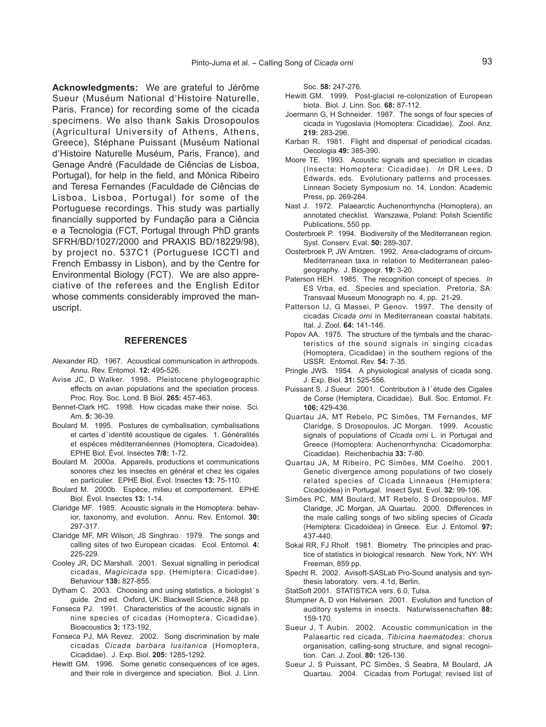**Acknowledgments:** We are grateful to Jérôme Sueur (Muséum National d'Histoire Naturelle, Paris, France) for recording some of the cicada specimens. We also thank Sakis Drosopoulos (Agricultural University of Athens, Athens, Greece), Stéphane Puissant (Muséum National d'Histoire Naturelle Muséum, Paris, France), and Genage André (Faculdade de Ciências de Lisboa, Portugal), for help in the field, and Mónica Ribeiro and Teresa Fernandes (Faculdade de Ciências de Lisboa, Lisboa, Portugal) for some of the Portuguese recordings. This study was partially financially supported by Fundação para a Ciência e a Tecnologia (FCT, Portugal through PhD grants SFRH/BD/1027/2000 and PRAXIS BD/18229/98), by project no. 537C1 (Portuguese ICCTI and French Embassy in Lisbon), and by the Centre for Environmental Biology (FCT). We are also appreciative of the referees and the English Editor whose comments considerably improved the manuscript.

## REFERENCES

Alexander RD. 1967. Acoustical communication in arthropods. Annu. Rev. Entomol. **12:** 495-526.

Avise JC, D Walker. 1998. Pleistocene phylogeographic effects on avian populations and the speciation process. Proc. Roy. Soc. Lond. B Biol. **265:** 457-463.

Bennet-Clark HC. 1998. How cicadas make their noise. Sci. Am. **5:** 36-39.

Boulard M. 1995. Postures de cymbalisation, cymbalisations et cartes d'identité acoustique de cigales. 1. Généralités et espéces méditerranéennes (Homoptera, Cicadoidea). EPHE Biol. Évol. Insectes **7/8:** 1-72.

Boulard M. 2000a. Appareils, productions et communications sonores chez les insectes en général et chez les cigales en particulier. EPHE Biol. Évol. Insectes **13:** 75-110.

Boulard M. 2000b. Espèce, milieu et comportement. EPHE Biol. Évol. Insectes **13:** 1-14.

Claridge MF. 1985. Acoustic signals in the Homoptera: behavior, taxonomy, and evolution. Annu. Rev. Entomol. **30:** 297-317.

Claridge MF, MR Wilson, JS Singhrao. 1979. The songs and calling sites of two European cicadas. Ecol. Entomol. **4:** 225-229.

Cooley JR, DC Marshall. 2001. Sexual signalling in periodical cicadas, *Magicicada* spp. (Hemiptera: Cicadidae). Behaviour **138:** 827-855.

Dytham C. 2003. Choosing and using statistics, a biologist's guide. 2nd ed. Oxford, UK: Blackwell Science, 248 pp.

Fonseca PJ. 1991. Characteristics of the acoustic signals in nine species of cicadas (Homoptera, Cicadidae). Bioacoustics **3:** 173-192.

Fonseca PJ, MA Revez. 2002. Song discrimination by male cicadas *Cicada barbara lusitanica* (Homoptera, Cicadidae). J. Exp. Biol. **205:** 1285-1292.

Hewitt GM. 1996. Some genetic consequences of ice ages, and their role in divergence and speciation. Biol. J. Linn. Soc. **58:** 247-276.

Hewitt GM. 1999. Post-glacial re-colonization of European biota. Biol. J. Linn. Soc. **68:** 87-112.

Joermann G, H Schneider. 1987. The songs of four species of cicada in Yugoslavia (Homoptera: Cicadidae). Zool. Anz. **219:** 283-296.

Karban R. 1981. Flight and dispersal of periodical cicadas. Oecologia **49:** 385-390.

Moore TE. 1993. Acoustic signals and speciation in cicadas (Insecta: Homoptera: Cicadidae). *In* DR Lees, D Edwards, eds. Evolutionary patterns and processes. Linnean Society Symposium no. 14, London: Academic Press, pp. 269-284.

Nast J. 1972. Palaearctic Auchenorrhyncha (Homoptera), an annotated checklist. Warszawa, Poland: Polish Scientific Publications, 550 pp.

Oosterbroek P. 1994. Biodiversity of the Mediterranean region. Syst. Conserv. Eval. **50:** 289-307.

Oosterbroek P, JW Arntzen. 1992. Area-cladograms of circum-Mediterranean taxa in relation to Mediterranean paleogeography. J. Biogeogr. **19:** 3-20.

Paterson HEH. 1985. The recognition concept of species. *In* ES Vrba, ed. Species and speciation. Pretoria, SA: Transvaal Museum Monograph no. 4, pp. 21-29.

Patterson IJ, G Massei, P Genov. 1997. The density of cicadas *Cicada orni* in Mediterranean coastal habitats. Ital. J. Zool. **64:** 141-146.

Popov AA. 1975. The structure of the tymbals and the characteristics of the sound signals in singing cicadas (Homoptera, Cicadidae) in the southern regions of the USSR. Entomol. Rev. **54:** 7-35.

Pringle JWS. 1954. A physiological analysis of cicada song. J. Exp. Biol. **31:** 525-556.

Puissant S, J Sueur. 2001. Contribution à l'étude des Cigales de Corse (Hemiptera, Cicadidae). Bull. Soc. Entomol. Fr. **106:** 429-436.

Quartau JA, MT Rebelo, PC Simões, TM Fernandes, MF Claridge, S Drosopoulos, JC Morgan. 1999. Acoustic signals of populations of *Cicada orni* L. in Portugal and Greece (Homoptera: Auchenorrhyncha: Cicadomorpha: Cicadidae). Reichenbachia **33:** 7-80.

Quartau JA, M Ribeiro, PC Simões, MM Coelho. 2001. Genetic divergence among populations of two closely related species of Cicada Linnaeus (Hemiptera: Cicadoidea) in Portugal. Insect Syst. Evol. **32:** 99-106.

Simões PC, MM Boulard, MT Rebelo, S Drosopoulos, MF Claridge, JC Morgan, JA Quartau. 2000. Differences in the male calling songs of two sibling species of *Cicada* (Hemiptera: Cicadoidea) in Greece. Eur. J. Entomol. **97:** 437-440.

Sokal RR, FJ Rholf. 1981. Biometry. The principles and practice of statistics in biological research. New York, NY: WH Freeman, 859 pp.

Specht R. 2002. Avisoft-SASLab Pro-Sound analysis and synthesis laboratory. vers. 4.1d, Berlin.

StatSoft 2001. STATISTICA vers. 6.0, Tulsa.

Stumpner A, D von Helversen. 2001. Evolution and function of auditory systems in insects. Naturwissenschaften **88:** 159-170.

Sueur J, T Aubin. 2002. Acoustic communication in the Palaeartic red cicada, *Tibicina haematodes*: chorus organisation, calling-song structure, and signal recognition. Can. J. Zool. **80:** 126-136.

Sueur J, S Puissant, PC Simões, S Seabra, M Boulard, JA Quartau. 2004. Cicadas from Portugal: revised list of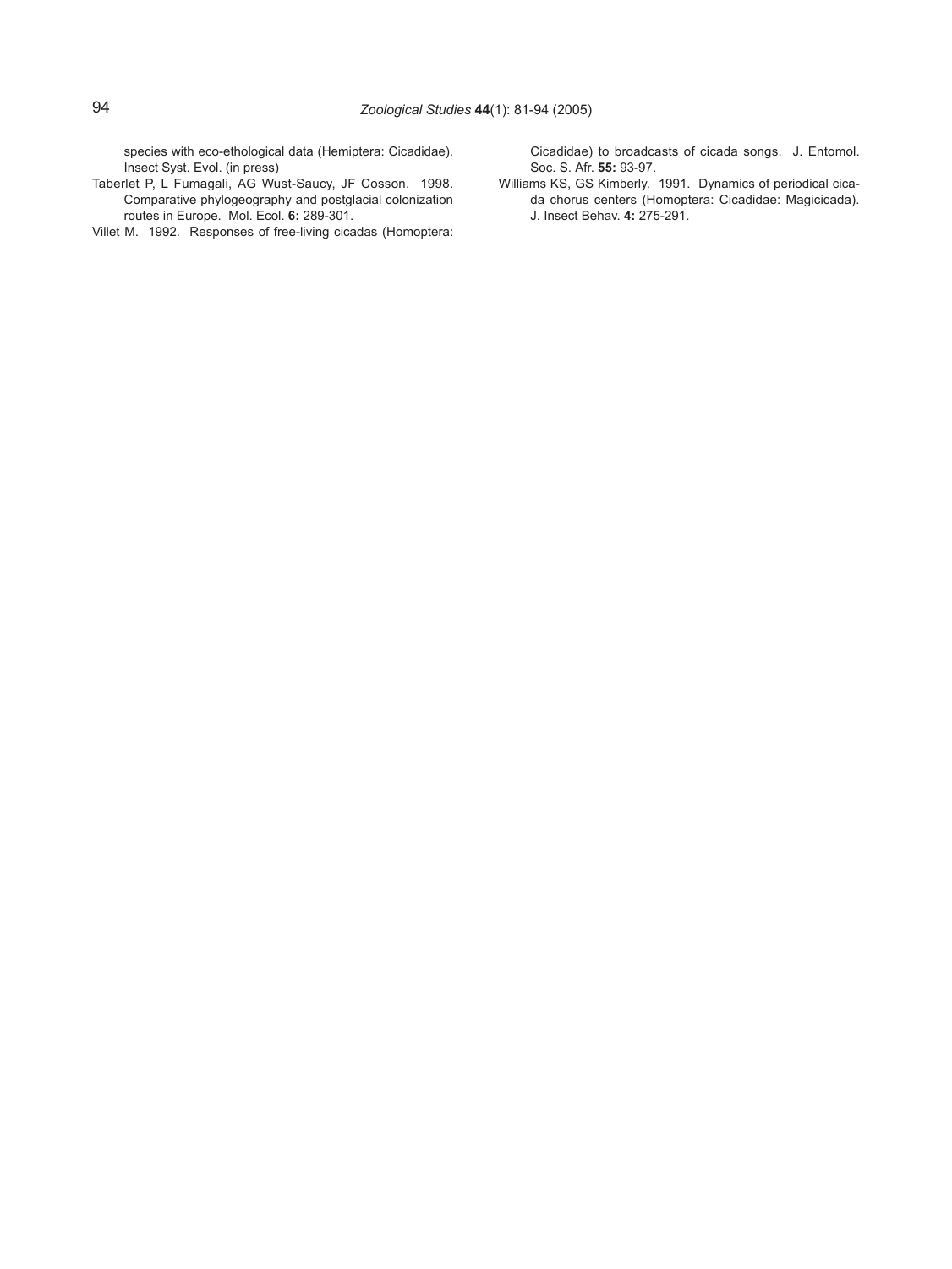species with eco-ethological data (Hemiptera: Cicadidae). Insect Syst. Evol. (in press)

Taberlet P, L Fumagali, AG Wust-Saucy, JF Cosson. 1998. Comparative phylogeography and postglacial colonization routes in Europe. Mol. Ecol. **6:** 289-301.

Villet M. 1992. Responses of free-living cicadas (Homoptera: Cicadidae) to broadcasts of cicada songs. J. Entomol. Soc. S. Afr. **55:** 93-97.

Williams KS, GS Kimberly. 1991. Dynamics of periodical cicada chorus centers (Homoptera: Cicadidae: Magicicada). J. Insect Behav. **4:** 275-291.